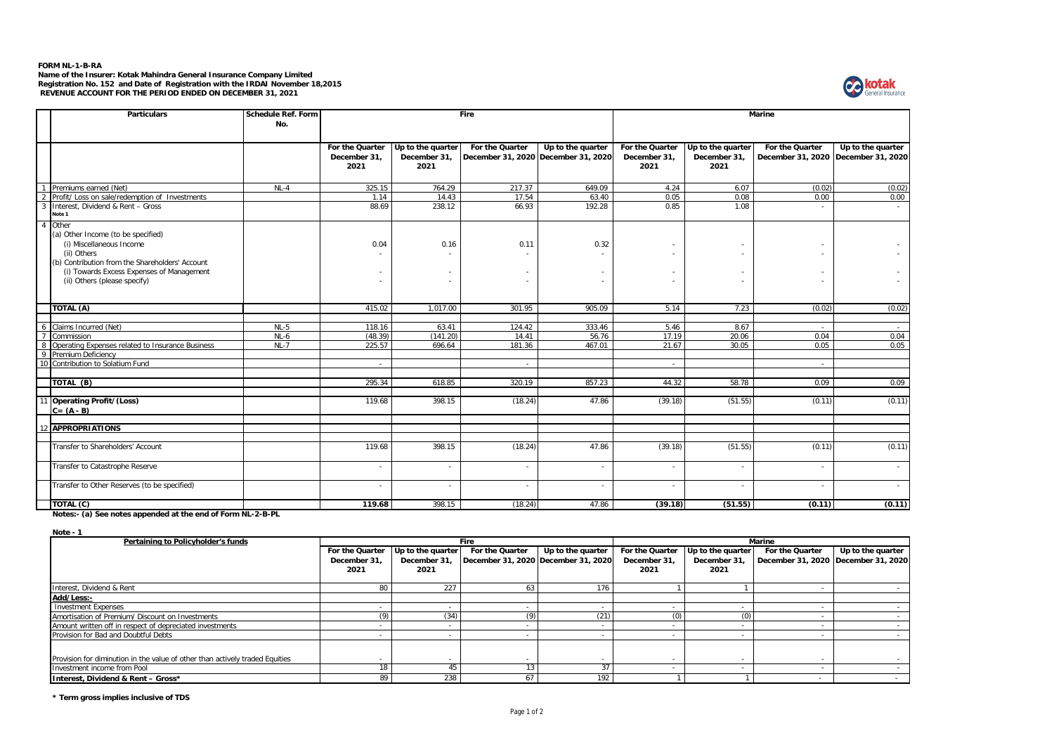**FORM NL-1-B-RA**
**Name of the Insurer: Kotak Mahindra General Insurance Company Limited**
**Registration No. 152 and Date of Registration with the IRDAI November 18,2015**
**REVENUE ACCOUNT FOR THE PERIOD ENDED ON DECEMBER 31, 2021**

| | Particulars | Schedule Ref. Form No. | Fire | | | | Marine | | | |
|---|---|---|---|---|---|---|---|---|---|---|
| | | | For the Quarter December 31, 2021 | Up to the quarter December 31, 2021 | For the Quarter December 31, 2020 | Up to the quarter December 31, 2020 | For the Quarter December 31, 2021 | Up to the quarter December 31, 2021 | For the Quarter December 31, 2020 | Up to the quarter December 31, 2020 |
| 1 | Premiums earned (Net) | NL-4 | 325.15 | 764.29 | 217.37 | 649.09 | 4.24 | 6.07 | (0.02) | (0.02) |
| 2 | Profit/ Loss on sale/redemption of Investments | | 1.14 | 14.43 | 17.54 | 63.40 | 0.05 | 0.08 | 0.00 | 0.00 |
| 3 | Interest, Dividend & Rent – Gross Note 1 | | 88.69 | 238.12 | 66.93 | 192.28 | 0.85 | 1.08 | - | - |
| 4 | Other | | | | | | | | | |
| | (a) Other Income (to be specified) | | | | | | | | | |
| | (i) Miscellaneous Income | | 0.04 | 0.16 | 0.11 | 0.32 | - | - | - | - |
| | (ii) Others | | - | - | - | - | - | - | - | - |
| | (b) Contribution from the Shareholders' Account | | | | | | | | | |
| | (i) Towards Excess Expenses of Management | | - | - | - | - | - | - | - | - |
| | (ii) Others (please specify) | | - | - | - | - | - | - | - | - |
| | **TOTAL (A)** | | 415.02 | 1,017.00 | 301.95 | 905.09 | 5.14 | 7.23 | (0.02) | (0.02) |
| 6 | Claims Incurred (Net) | NL-5 | 118.16 | 63.41 | 124.42 | 333.46 | 5.46 | 8.67 | - | - |
| 7 | Commission | NL-6 | (48.39) | (141.20) | 14.41 | 56.76 | 17.19 | 20.06 | 0.04 | 0.04 |
| 8 | Operating Expenses related to Insurance Business | NL-7 | 225.57 | 696.64 | 181.36 | 467.01 | 21.67 | 30.05 | 0.05 | 0.05 |
| 9 | Premium Deficiency | | | | | | | | | |
| 10 | Contribution to Solatium Fund | | - | | - | | - | | - | |
| | **TOTAL (B)** | | 295.34 | 618.85 | 320.19 | 857.23 | 44.32 | 58.78 | 0.09 | 0.09 |
| 11 | **Operating Profit/(Loss) C= (A - B)** | | 119.68 | 398.15 | (18.24) | 47.86 | (39.18) | (51.55) | (0.11) | (0.11) |
| 12 | **APPROPRIATIONS** | | | | | | | | | |
| | Transfer to Shareholders' Account | | 119.68 | 398.15 | (18.24) | 47.86 | (39.18) | (51.55) | (0.11) | (0.11) |
| | Transfer to Catastrophe Reserve | | - | - | - | - | - | - | - | - |
| | Transfer to Other Reserves (to be specified) | | - | - | - | - | - | - | - | - |
| | **TOTAL (C)** | | **119.68** | 398.15 | (18.24) | 47.86 | **(39.18)** | **(51.55)** | **(0.11)** | **(0.11)** |

**Notes:- (a) See notes appended at the end of Form NL-2-B-PL**

**Note - 1**

| Pertaining to Policyholder's funds | Fire | | | | Marine | | | |
|---|---|---|---|---|---|---|---|---|
| | For the Quarter December 31, 2021 | Up to the quarter December 31, 2021 | For the Quarter December 31, 2020 | Up to the quarter December 31, 2020 | For the Quarter December 31, 2021 | Up to the quarter December 31, 2021 | For the Quarter December 31, 2020 | Up to the quarter December 31, 2020 |
| Interest, Dividend & Rent | 80 | 227 | 63 | 176 | 1 | 1 | - | - |
| Add/Less:- | | | | | | | | |
| Investment Expenses | - | - | - | - | - | - | - | - |
| Amortisation of Premium/ Discount on Investments | (9) | (34) | (9) | (21) | (0) | (0) | - | - |
| Amount written off in respect of depreciated investments | - | - | - | - | - | - | - | - |
| Provision for Bad and Doubtful Debts | - | - | - | - | - | - | - | - |
| Provision for diminution in the value of other than actively traded Equities | - | - | - | - | - | - | - | - |
| Investment income from Pool | 18 | 45 | 13 | 37 | - | - | - | - |
| **Interest, Dividend & Rent – Gross*** | 89 | 238 | 67 | 192 | 1 | 1 | - | - |

**\* Term gross implies inclusive of TDS**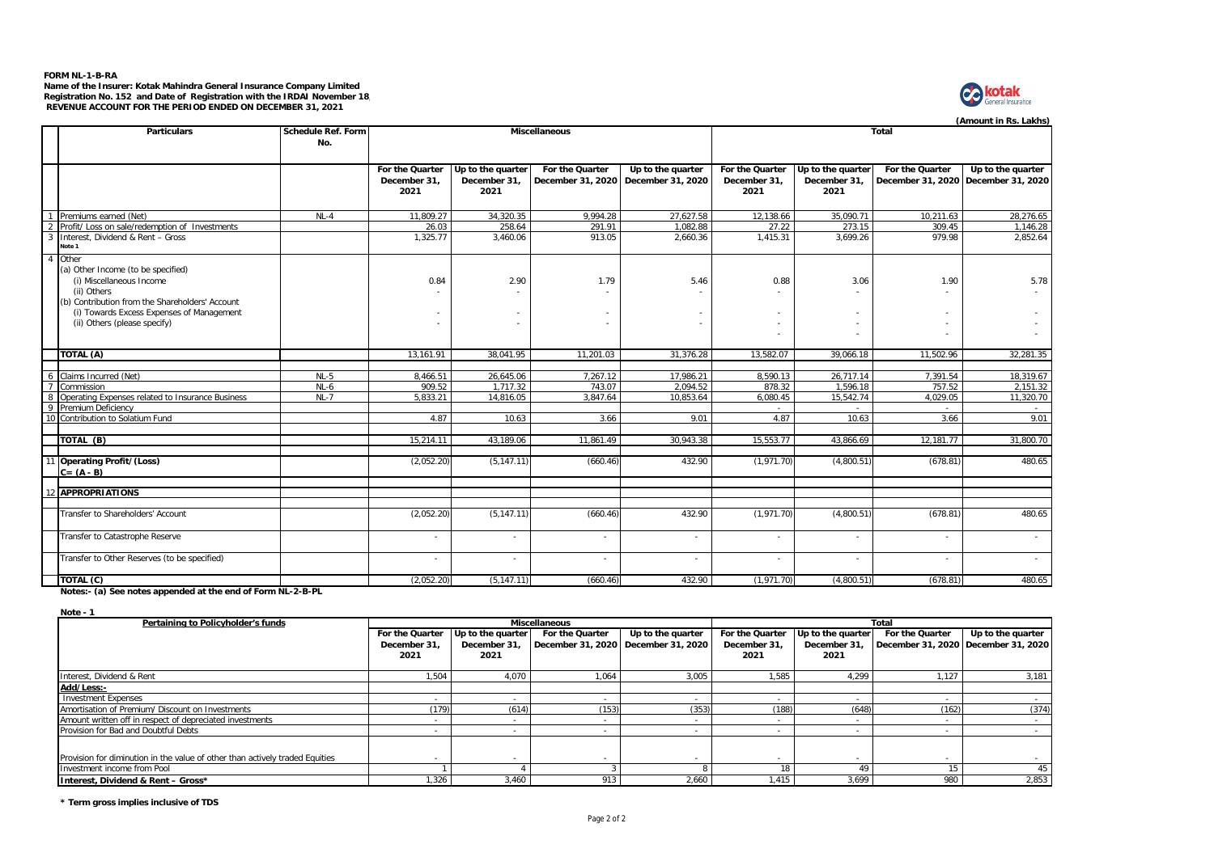**FORM NL-1-B-RA**
**Name of the Insurer: Kotak Mahindra General Insurance Company Limited**
**Registration No. 152 and Date of Registration with the IRDAI November 18,**
**REVENUE ACCOUNT FOR THE PERIOD ENDED ON DECEMBER 31, 2021**

(Amount in Rs. Lakhs)

| | Particulars | Schedule Ref. Form No. | Miscellaneous | | | | Total | | | |
|---|---|---|---|---|---|---|---|---|---|---|
| | | | For the Quarter December 31, 2021 | Up to the quarter December 31, 2021 | For the Quarter December 31, 2020 | Up to the quarter December 31, 2020 | For the Quarter December 31, 2021 | Up to the quarter December 31, 2021 | For the Quarter December 31, 2020 | Up to the quarter December 31, 2020 |
| 1 | Premiums earned (Net) | NL-4 | 11,809.27 | 34,320.35 | 9,994.28 | 27,627.58 | 12,138.66 | 35,090.71 | 10,211.63 | 28,276.65 |
| 2 | Profit/ Loss on sale/redemption of Investments | | 26.03 | 258.64 | 291.91 | 1,082.88 | 27.22 | 273.15 | 309.45 | 1,146.28 |
| 3 | Interest, Dividend & Rent – Gross Note 1 | | 1,325.77 | 3,460.06 | 913.05 | 2,660.36 | 1,415.31 | 3,699.26 | 979.98 | 2,852.64 |
| 4 | Other | | | | | | | | | |
| | (a) Other Income (to be specified) | | | | | | | | | |
| | (i) Miscellaneous Income | | 0.84 | 2.90 | 1.79 | 5.46 | 0.88 | 3.06 | 1.90 | 5.78 |
| | (ii) Others | | - | - | - | - | - | - | - | - |
| | (b) Contribution from the Shareholders' Account | | | | | | | | | |
| | (i) Towards Excess Expenses of Management | | - | - | - | - | - | - | - | - |
| | (ii) Others (please specify) | | - | - | - | - | - | - | - | - |
| | | | | | | | - | - | - | - |
| | **TOTAL (A)** | | 13,161.91 | 38,041.95 | 11,201.03 | 31,376.28 | 13,582.07 | 39,066.18 | 11,502.96 | 32,281.35 |
| 6 | Claims Incurred (Net) | NL-5 | 8,466.51 | 26,645.06 | 7,267.12 | 17,986.21 | 8,590.13 | 26,717.14 | 7,391.54 | 18,319.67 |
| 7 | Commission | NL-6 | 909.52 | 1,717.32 | 743.07 | 2,094.52 | 878.32 | 1,596.18 | 757.52 | 2,151.32 |
| 8 | Operating Expenses related to Insurance Business | NL-7 | 5,833.21 | 14,816.05 | 3,847.64 | 10,853.64 | 6,080.45 | 15,542.74 | 4,029.05 | 11,320.70 |
| 9 | Premium Deficiency | | | | | | - | - | - | - |
| 10 | Contribution to Solatium Fund | | 4.87 | 10.63 | 3.66 | 9.01 | 4.87 | 10.63 | 3.66 | 9.01 |
| | **TOTAL (B)** | | 15,214.11 | 43,189.06 | 11,861.49 | 30,943.38 | 15,553.77 | 43,866.69 | 12,181.77 | 31,800.70 |
| 11 | **Operating Profit/(Loss) C= (A - B)** | | (2,052.20) | (5,147.11) | (660.46) | 432.90 | (1,971.70) | (4,800.51) | (678.81) | 480.65 |
| 12 | **APPROPRIATIONS** | | | | | | | | | |
| | Transfer to Shareholders' Account | | (2,052.20) | (5,147.11) | (660.46) | 432.90 | (1,971.70) | (4,800.51) | (678.81) | 480.65 |
| | Transfer to Catastrophe Reserve | | - | - | - | - | - | - | - | - |
| | Transfer to Other Reserves (to be specified) | | - | - | - | - | - | - | - | - |
| | **TOTAL (C)** | | (2,052.20) | (5,147.11) | (660.46) | 432.90 | (1,971.70) | (4,800.51) | (678.81) | 480.65 |

**Notes:- (a) See notes appended at the end of Form NL-2-B-PL**

**Note - 1**

| Pertaining to Policyholder's funds | Miscellaneous | | | | Total | | | |
|---|---|---|---|---|---|---|---|---|
| | For the Quarter December 31, 2021 | Up to the quarter December 31, 2021 | For the Quarter December 31, 2020 | Up to the quarter December 31, 2020 | For the Quarter December 31, 2021 | Up to the quarter December 31, 2021 | For the Quarter December 31, 2020 | Up to the quarter December 31, 2020 |
| Interest, Dividend & Rent | 1,504 | 4,070 | 1,064 | 3,005 | 1,585 | 4,299 | 1,127 | 3,181 |
| **Add/Less:-** | | | | | | | | |
| Investment Expenses | - | - | - | - | - | - | - | - |
| Amortisation of Premium/ Discount on Investments | (179) | (614) | (153) | (353) | (188) | (648) | (162) | (374) |
| Amount written off in respect of depreciated investments | - | - | - | - | - | - | - | - |
| Provision for Bad and Doubtful Debts | - | - | - | - | - | - | - | - |
| Provision for diminution in the value of other than actively traded Equities | - | - | - | - | - | - | - | - |
| Investment income from Pool | 1 | 4 | 3 | 8 | 18 | 49 | 15 | 45 |
| **Interest, Dividend & Rent – Gross*** | 1,326 | 3,460 | 913 | 2,660 | 1,415 | 3,699 | 980 | 2,853 |

**\* Term gross implies inclusive of TDS**